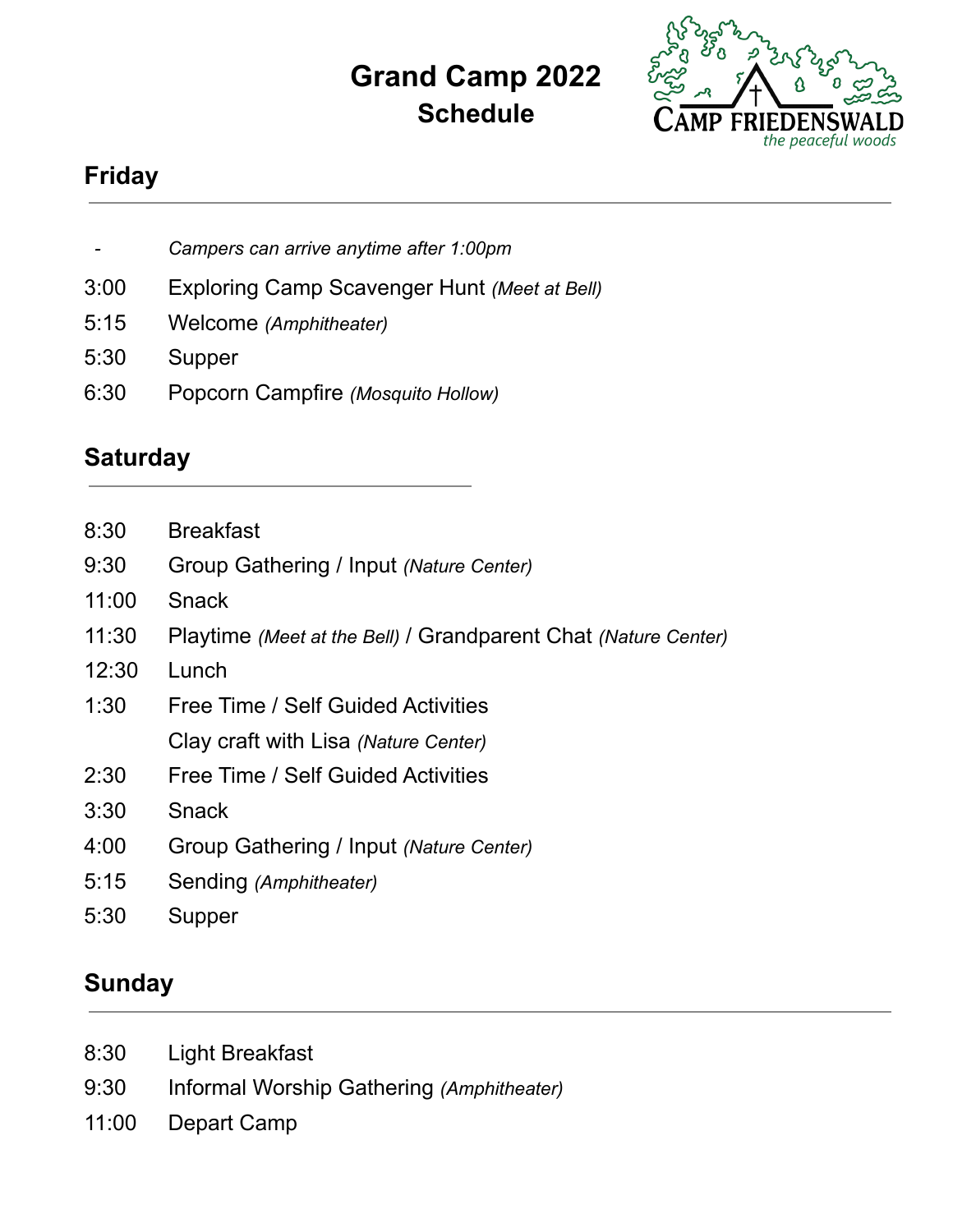# Grand Camp 2022
## Schedule

CAMP FRIEDENSWALD
*the peaceful woods*

## Friday

| | |
|---|---|
| - | *Campers can arrive anytime after 1:00pm* |
| 3:00 | Exploring Camp Scavenger Hunt *(Meet at Bell)* |
| 5:15 | Welcome *(Amphitheater)* |
| 5:30 | Supper |
| 6:30 | Popcorn Campfire *(Mosquito Hollow)* |

## Saturday

| | |
|---|---|
| 8:30 | Breakfast |
| 9:30 | Group Gathering / Input *(Nature Center)* |
| 11:00 | Snack |
| 11:30 | Playtime *(Meet at the Bell)* / Grandparent Chat *(Nature Center)* |
| 12:30 | Lunch |
| 1:30 | Free Time / Self Guided Activities |
| | Clay craft with Lisa *(Nature Center)* |
| 2:30 | Free Time / Self Guided Activities |
| 3:30 | Snack |
| 4:00 | Group Gathering / Input *(Nature Center)* |
| 5:15 | Sending *(Amphitheater)* |
| 5:30 | Supper |

## Sunday

| | |
|---|---|
| 8:30 | Light Breakfast |
| 9:30 | Informal Worship Gathering *(Amphitheater)* |
| 11:00 | Depart Camp |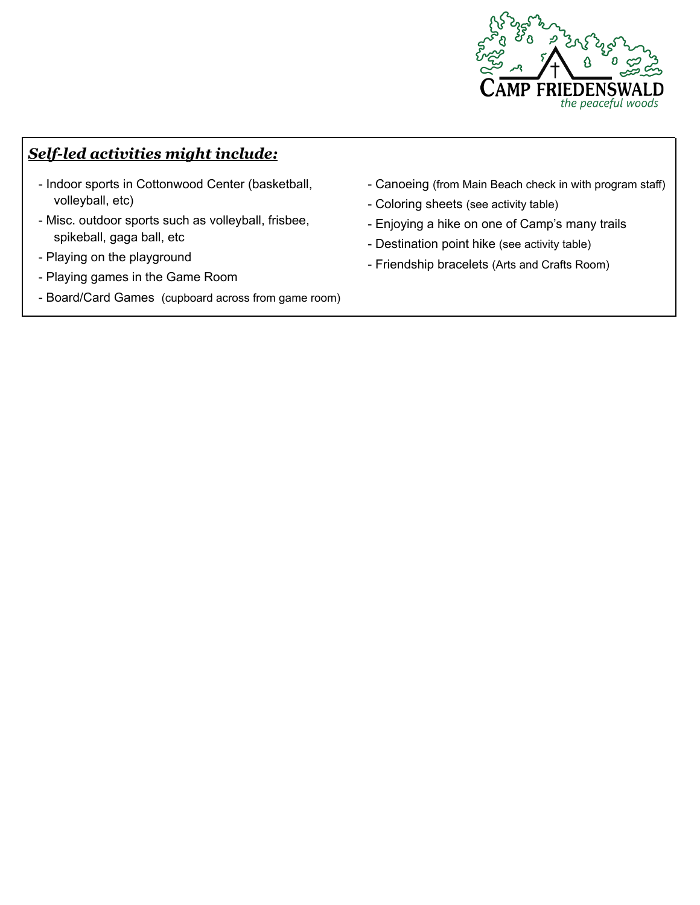CAMP FRIEDENSWALD
*the peaceful woods*

***Self-led activities might include:***

- Indoor sports in Cottonwood Center (basketball, volleyball, etc)
- Misc. outdoor sports such as volleyball, frisbee, spikeball, gaga ball, etc
- Playing on the playground
- Playing games in the Game Room
- Board/Card Games (cupboard across from game room)
- Canoeing (from Main Beach check in with program staff)
- Coloring sheets (see activity table)
- Enjoying a hike on one of Camp's many trails
- Destination point hike (see activity table)
- Friendship bracelets (Arts and Crafts Room)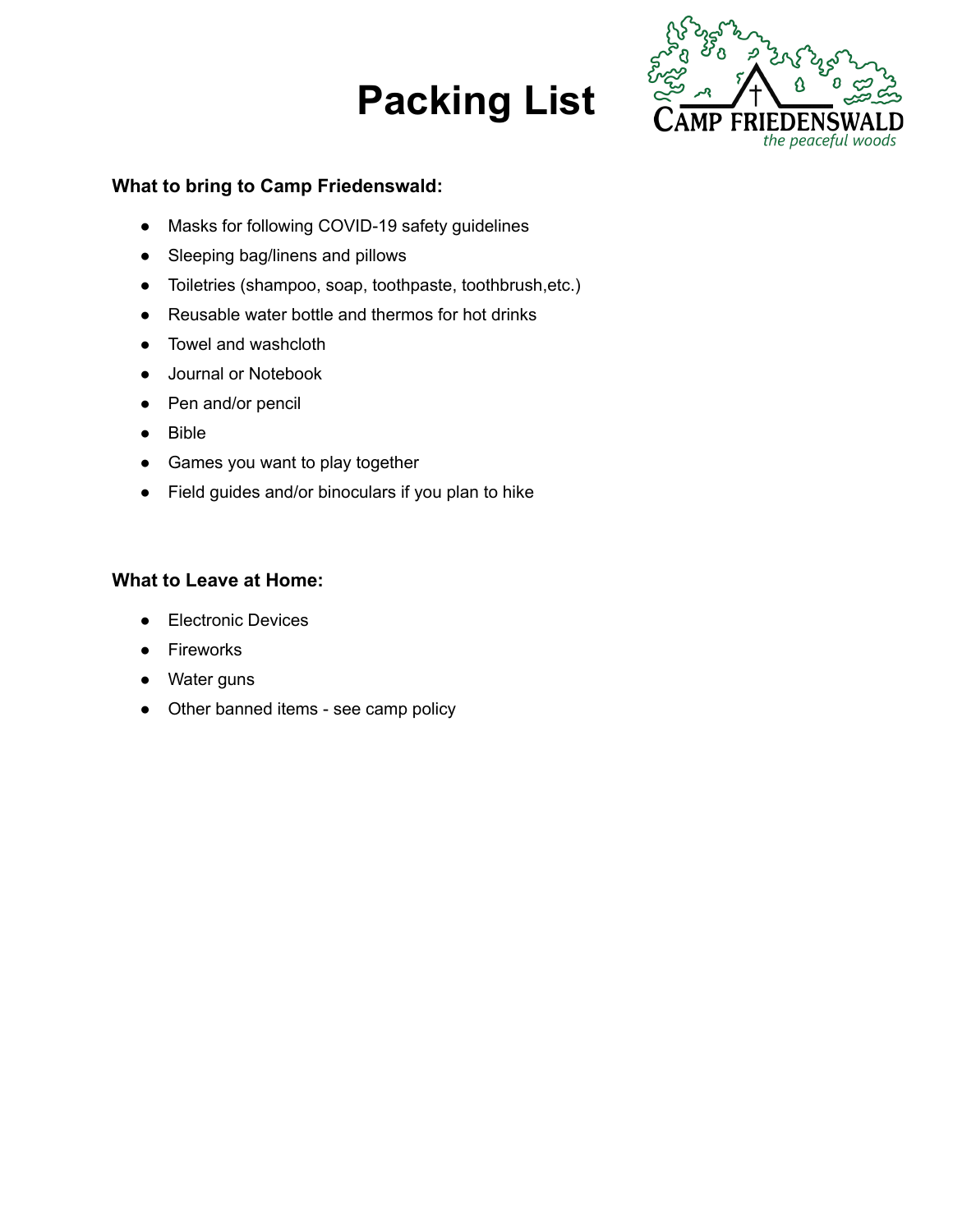# Packing List

**What to bring to Camp Friedenswald:**

- Masks for following COVID-19 safety guidelines
- Sleeping bag/linens and pillows
- Toiletries (shampoo, soap, toothpaste, toothbrush,etc.)
- Reusable water bottle and thermos for hot drinks
- Towel and washcloth
- Journal or Notebook
- Pen and/or pencil
- Bible
- Games you want to play together
- Field guides and/or binoculars if you plan to hike

**What to Leave at Home:**

- Electronic Devices
- Fireworks
- Water guns
- Other banned items - see camp policy